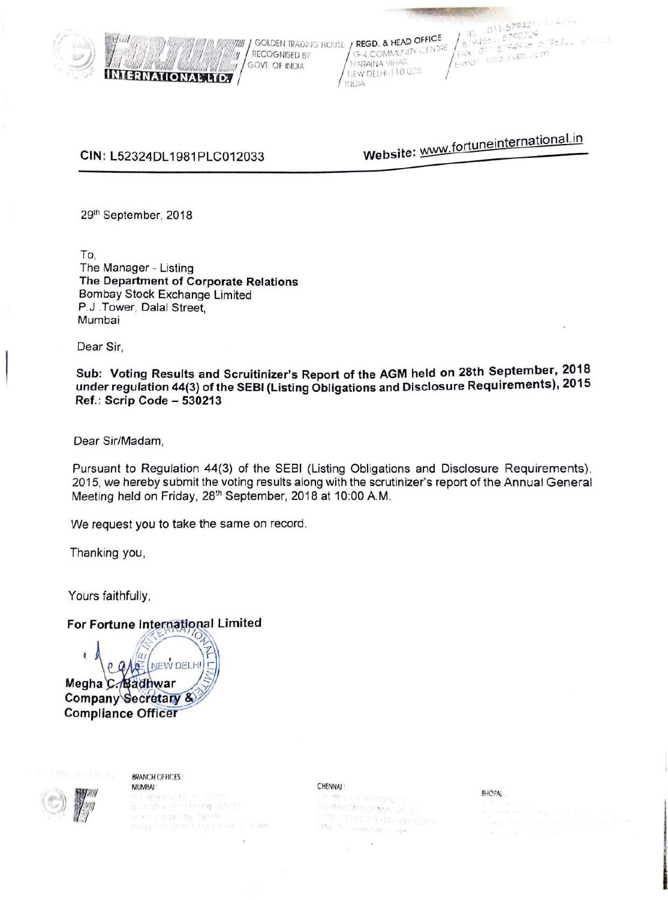**FORTUNE INTERNATIONAL LTD.**

GOLDEN TRADING HOUSE RECOGNISED BY GOVT. OF INDIA

REGD. & HEAD OFFICE G-4 COMMUNITY CENTRE NARAINA VIHAR NEW DELHI-110 028 INDIA

CIN: L52324DL1981PLC012033

Website: www.fortuneinternational.in

29th September, 2018

To,
The Manager - Listing
**The Department of Corporate Relations**
Bombay Stock Exchange Limited
P.J .Tower, Dalal Street,
Mumbai

Dear Sir,

**Sub: Voting Results and Scruitinizer's Report of the AGM held on 28th September, 2018 under regulation 44(3) of the SEBI (Listing Obligations and Disclosure Requirements), 2015**
**Ref.: Scrip Code – 530213**

Dear Sir/Madam,

Pursuant to Regulation 44(3) of the SEBI (Listing Obligations and Disclosure Requirements), 2015, we hereby submit the voting results along with the scrutinizer's report of the Annual General Meeting held on Friday, 28th September, 2018 at 10:00 A.M.

We request you to take the same on record.

Thanking you,

Yours faithfully,

**For Fortune International Limited**

**Megha C. Badhwar**
**Company Secretary &**
**Compliance Officer**

BRANCH OFFICES:
MUMBAI:
CHENNAI:
BHOPAL: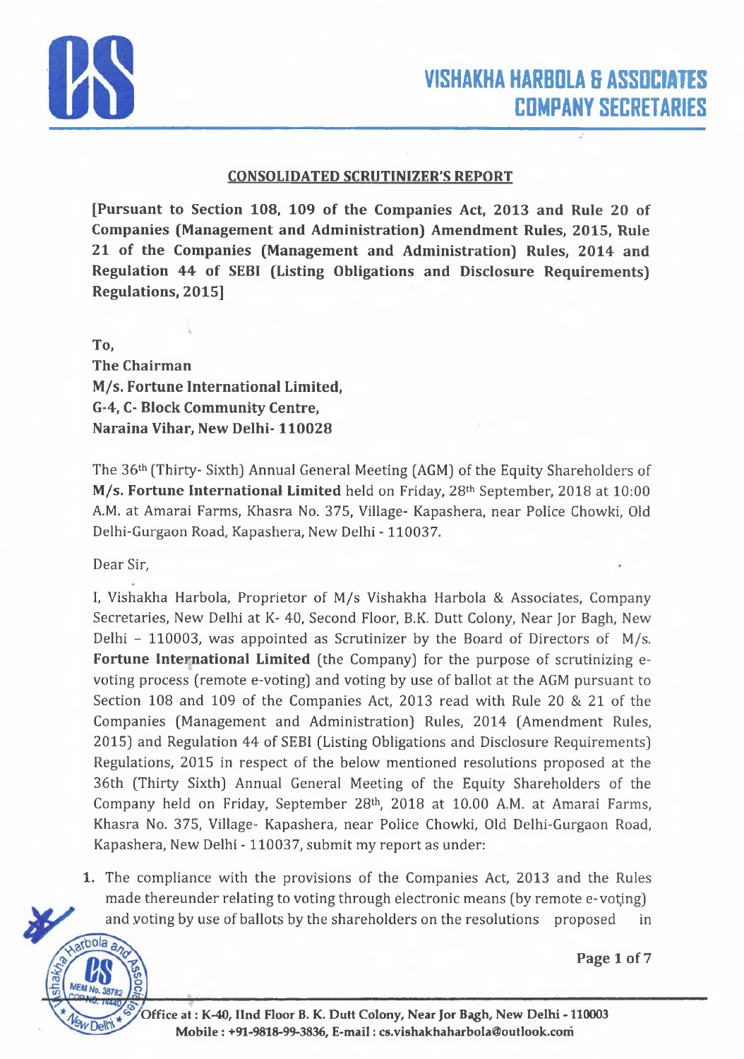## CONSOLIDATED SCRUTINIZER'S REPORT

**[Pursuant to Section 108, 109 of the Companies Act, 2013 and Rule 20 of Companies (Management and Administration) Amendment Rules, 2015, Rule 21 of the Companies (Management and Administration) Rules, 2014 and Regulation 44 of SEBI (Listing Obligations and Disclosure Requirements) Regulations, 2015]**

**To,**
**The Chairman**
**M/s. Fortune International Limited,**
**G-4, C- Block Community Centre,**
**Naraina Vihar, New Delhi- 110028**

The 36th (Thirty- Sixth) Annual General Meeting (AGM) of the Equity Shareholders of **M/s. Fortune International Limited** held on Friday, 28th September, 2018 at 10:00 A.M. at Amarai Farms, Khasra No. 375, Village- Kapashera, near Police Chowki, Old Delhi-Gurgaon Road, Kapashera, New Delhi - 110037.

Dear Sir,

I, Vishakha Harbola, Proprietor of M/s Vishakha Harbola & Associates, Company Secretaries, New Delhi at K- 40, Second Floor, B.K. Dutt Colony, Near Jor Bagh, New Delhi – 110003, was appointed as Scrutinizer by the Board of Directors of M/s. **Fortune International Limited** (the Company) for the purpose of scrutinizing e-voting process (remote e-voting) and voting by use of ballot at the AGM pursuant to Section 108 and 109 of the Companies Act, 2013 read with Rule 20 & 21 of the Companies (Management and Administration) Rules, 2014 (Amendment Rules, 2015) and Regulation 44 of SEBI (Listing Obligations and Disclosure Requirements) Regulations, 2015 in respect of the below mentioned resolutions proposed at the 36th (Thirty Sixth) Annual General Meeting of the Equity Shareholders of the Company held on Friday, September 28th, 2018 at 10.00 A.M. at Amarai Farms, Khasra No. 375, Village- Kapashera, near Police Chowki, Old Delhi-Gurgaon Road, Kapashera, New Delhi - 110037, submit my report as under:

1. The compliance with the provisions of the Companies Act, 2013 and the Rules made thereunder relating to voting through electronic means (by remote e-voting) and voting by use of ballots by the shareholders on the resolutions proposed in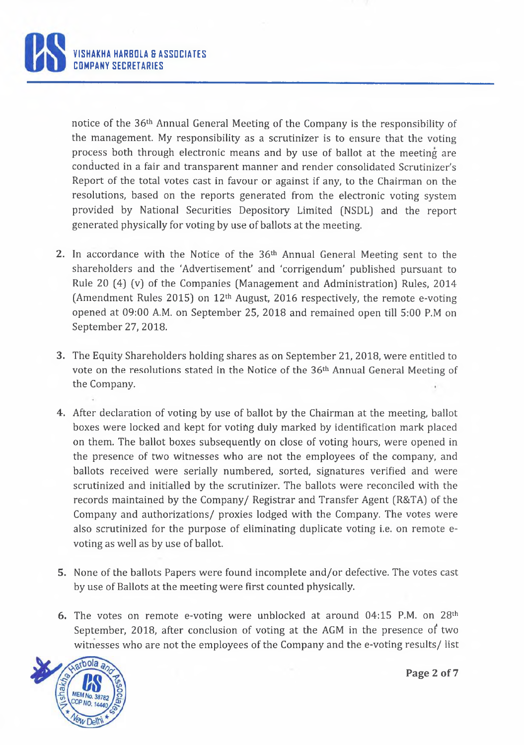notice of the 36th Annual General Meeting of the Company is the responsibility of the management. My responsibility as a scrutinizer is to ensure that the voting process both through electronic means and by use of ballot at the meeting are conducted in a fair and transparent manner and render consolidated Scrutinizer's Report of the total votes cast in favour or against if any, to the Chairman on the resolutions, based on the reports generated from the electronic voting system provided by National Securities Depository Limited (NSDL) and the report generated physically for voting by use of ballots at the meeting.

2. In accordance with the Notice of the 36th Annual General Meeting sent to the shareholders and the 'Advertisement' and 'corrigendum' published pursuant to Rule 20 (4) (v) of the Companies (Management and Administration) Rules, 2014 (Amendment Rules 2015) on 12th August, 2016 respectively, the remote e-voting opened at 09:00 A.M. on September 25, 2018 and remained open till 5:00 P.M on September 27, 2018.

3. The Equity Shareholders holding shares as on September 21, 2018, were entitled to vote on the resolutions stated in the Notice of the 36th Annual General Meeting of the Company.

4. After declaration of voting by use of ballot by the Chairman at the meeting, ballot boxes were locked and kept for voting duly marked by identification mark placed on them. The ballot boxes subsequently on close of voting hours, were opened in the presence of two witnesses who are not the employees of the company, and ballots received were serially numbered, sorted, signatures verified and were scrutinized and initialled by the scrutinizer. The ballots were reconciled with the records maintained by the Company/ Registrar and Transfer Agent (R&TA) of the Company and authorizations/ proxies lodged with the Company. The votes were also scrutinized for the purpose of eliminating duplicate voting i.e. on remote e-voting as well as by use of ballot.

5. None of the ballots Papers were found incomplete and/or defective. The votes cast by use of Ballots at the meeting were first counted physically.

6. The votes on remote e-voting were unblocked at around 04:15 P.M. on 28th September, 2018, after conclusion of voting at the AGM in the presence of two witnesses who are not the employees of the Company and the e-voting results/ list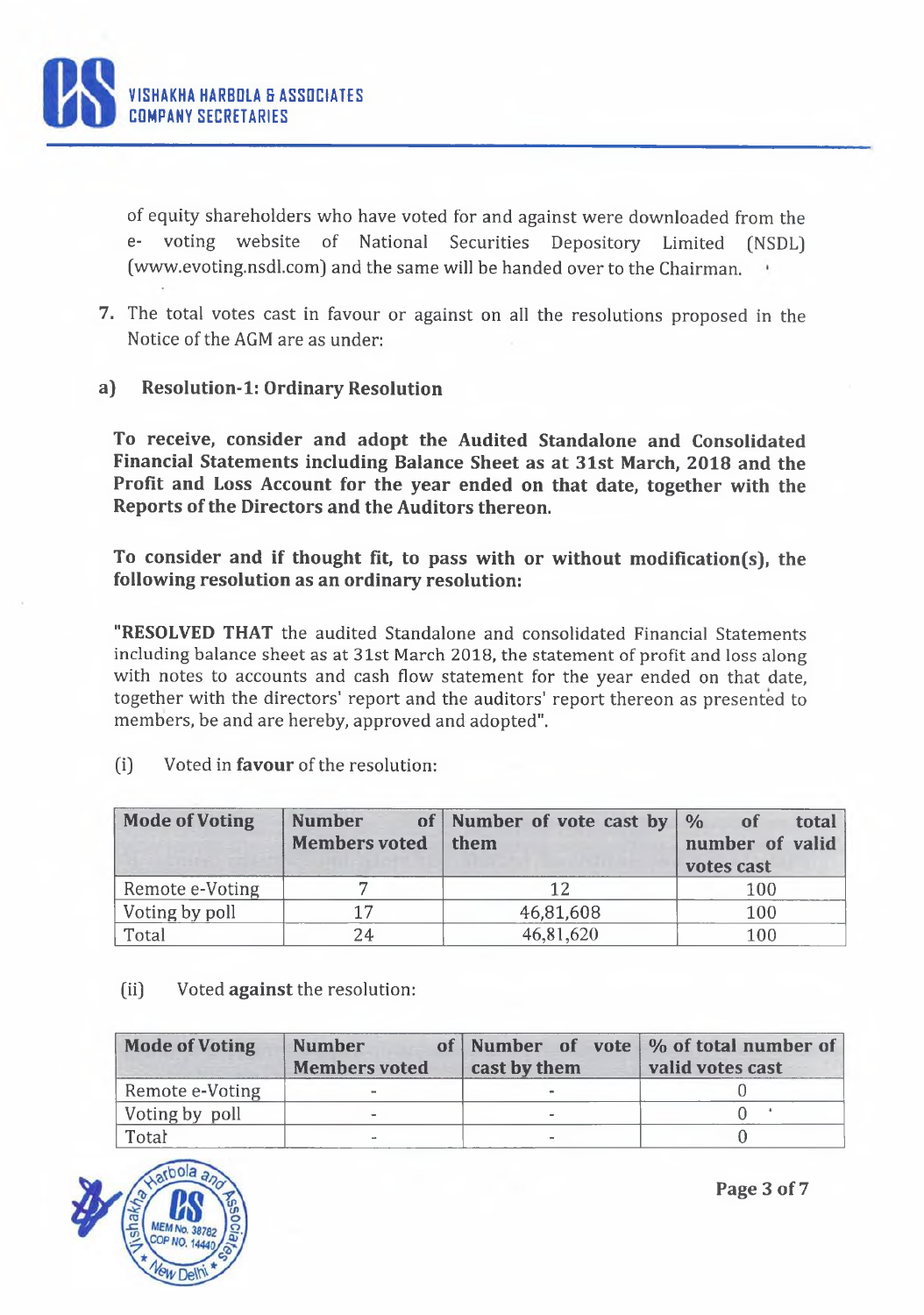of equity shareholders who have voted for and against were downloaded from the e- voting website of National Securities Depository Limited (NSDL) (www.evoting.nsdl.com) and the same will be handed over to the Chairman.

7. The total votes cast in favour or against on all the resolutions proposed in the Notice of the AGM are as under:

**a) Resolution-1: Ordinary Resolution**

**To receive, consider and adopt the Audited Standalone and Consolidated Financial Statements including Balance Sheet as at 31st March, 2018 and the Profit and Loss Account for the year ended on that date, together with the Reports of the Directors and the Auditors thereon.**

**To consider and if thought fit, to pass with or without modification(s), the following resolution as an ordinary resolution:**

"**RESOLVED THAT** the audited Standalone and consolidated Financial Statements including balance sheet as at 31st March 2018, the statement of profit and loss along with notes to accounts and cash flow statement for the year ended on that date, together with the directors' report and the auditors' report thereon as presented to members, be and are hereby, approved and adopted".

(i) Voted in **favour** of the resolution:

| Mode of Voting | Number of Members voted | Number of vote cast by them | % of total number of valid votes cast |
|---|---|---|---|
| Remote e-Voting | 7 | 12 | 100 |
| Voting by poll | 17 | 46,81,608 | 100 |
| Total | 24 | 46,81,620 | 100 |

(ii) Voted **against** the resolution:

| Mode of Voting | Number of Members voted | Number of vote cast by them | % of total number of valid votes cast |
|---|---|---|---|
| Remote e-Voting | - | - | 0 |
| Voting by poll | - | - | 0 |
| Total | - | - | 0 |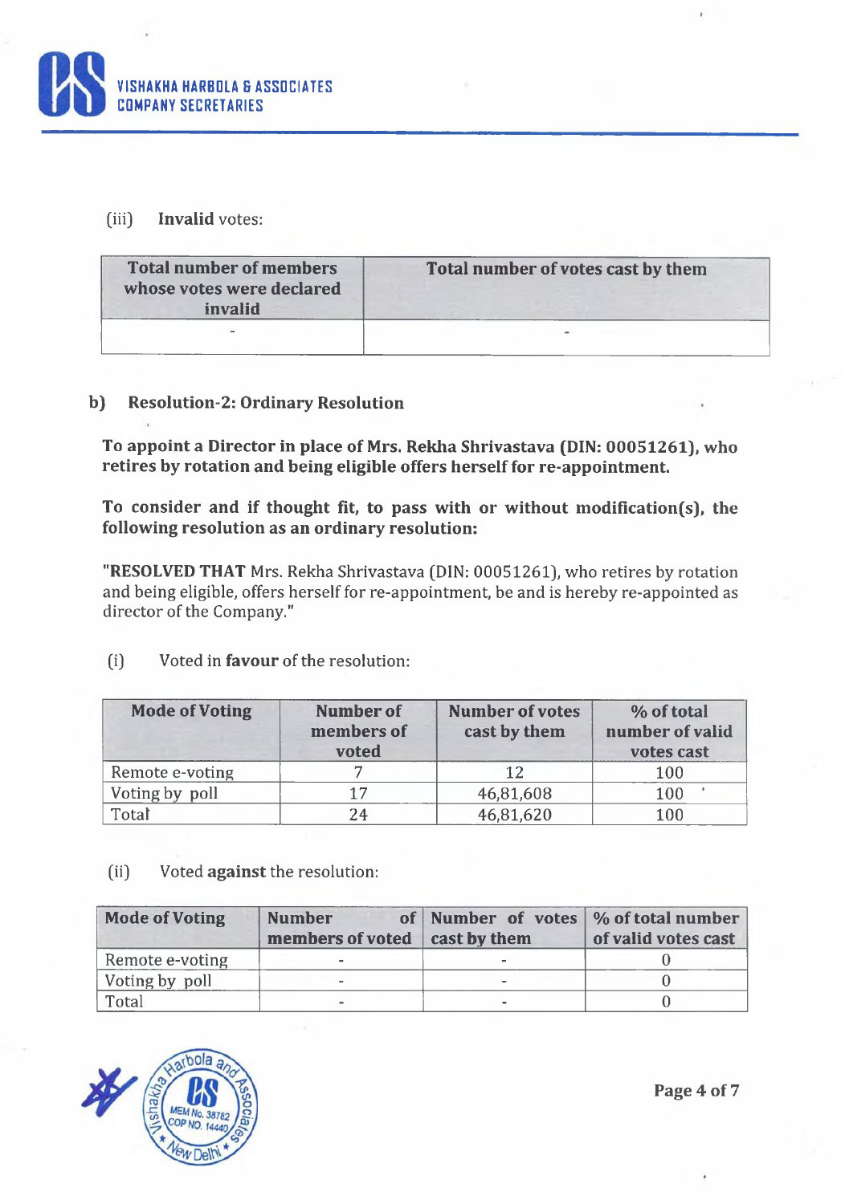(iii) **Invalid** votes:

| Total number of members whose votes were declared invalid | Total number of votes cast by them |
|---|---|
| - | - |

**b) Resolution-2: Ordinary Resolution**

**To appoint a Director in place of Mrs. Rekha Shrivastava (DIN: 00051261), who retires by rotation and being eligible offers herself for re-appointment.**

**To consider and if thought fit, to pass with or without modification(s), the following resolution as an ordinary resolution:**

"**RESOLVED THAT** Mrs. Rekha Shrivastava (DIN: 00051261), who retires by rotation and being eligible, offers herself for re-appointment, be and is hereby re-appointed as director of the Company."

(i) Voted in **favour** of the resolution:

| Mode of Voting | Number of members of voted | Number of votes cast by them | % of total number of valid votes cast |
|---|---|---|---|
| Remote e-voting | 7 | 12 | 100 |
| Voting by poll | 17 | 46,81,608 | 100 |
| Total | 24 | 46,81,620 | 100 |

(ii) Voted **against** the resolution:

| Mode of Voting | Number of members of voted | Number of votes cast by them | % of total number of valid votes cast |
|---|---|---|---|
| Remote e-voting | - | - | 0 |
| Voting by poll | - | - | 0 |
| Total | - | - | 0 |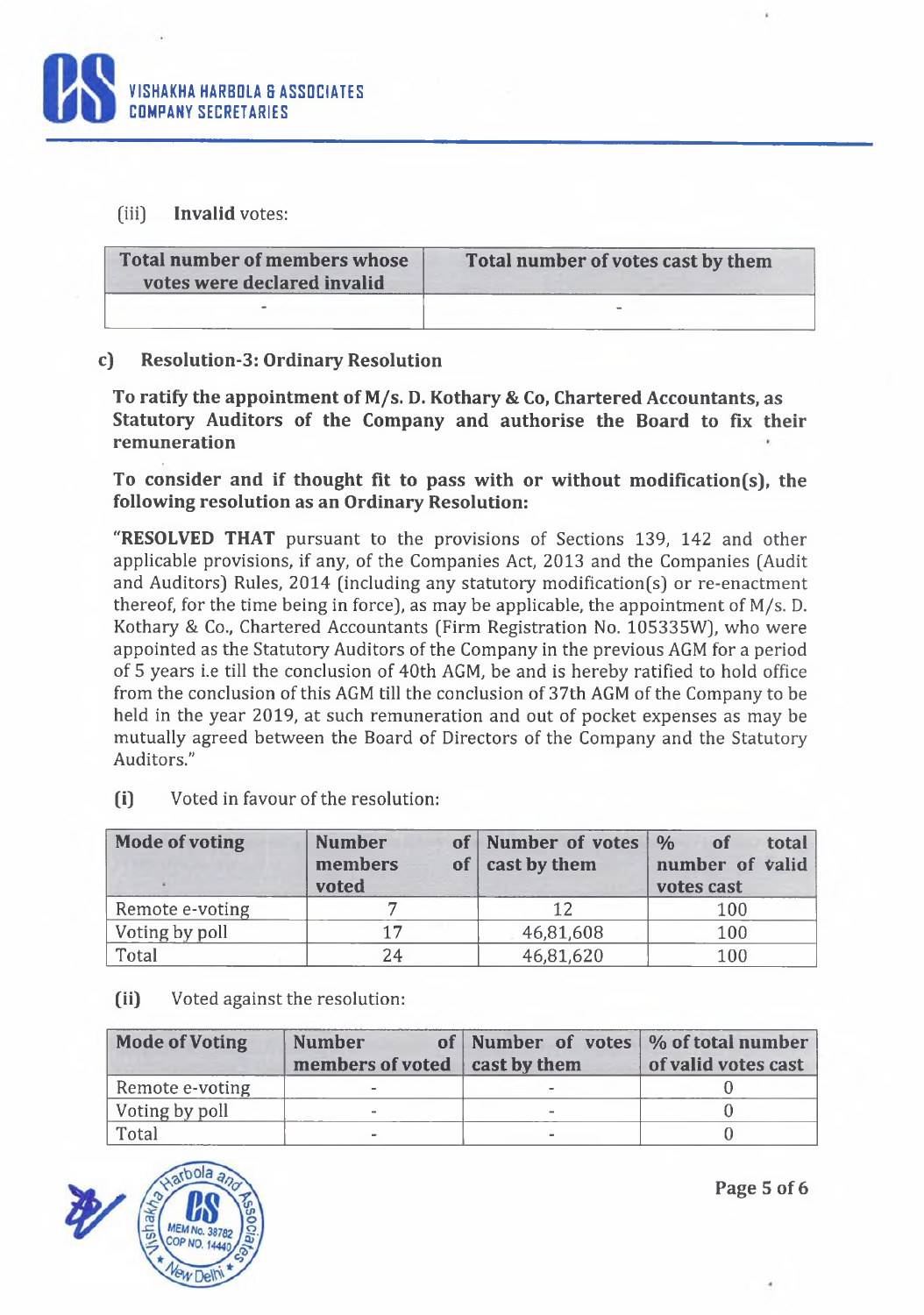(iii) **Invalid** votes:

| Total number of members whose votes were declared invalid | Total number of votes cast by them |
|---|---|
| - | - |

### c) Resolution-3: Ordinary Resolution

**To ratify the appointment of M/s. D. Kothary & Co, Chartered Accountants, as Statutory Auditors of the Company and authorise the Board to fix their remuneration**

**To consider and if thought fit to pass with or without modification(s), the following resolution as an Ordinary Resolution:**

"**RESOLVED THAT** pursuant to the provisions of Sections 139, 142 and other applicable provisions, if any, of the Companies Act, 2013 and the Companies (Audit and Auditors) Rules, 2014 (including any statutory modification(s) or re-enactment thereof, for the time being in force), as may be applicable, the appointment of M/s. D. Kothary & Co., Chartered Accountants (Firm Registration No. 105335W), who were appointed as the Statutory Auditors of the Company in the previous AGM for a period of 5 years i.e till the conclusion of 40th AGM, be and is hereby ratified to hold office from the conclusion of this AGM till the conclusion of 37th AGM of the Company to be held in the year 2019, at such remuneration and out of pocket expenses as may be mutually agreed between the Board of Directors of the Company and the Statutory Auditors."

(i) Voted in favour of the resolution:

| Mode of voting | Number of members voted | Number of votes cast by them | % of total number of valid votes cast |
|---|---|---|---|
| Remote e-voting | 7 | 12 | 100 |
| Voting by poll | 17 | 46,81,608 | 100 |
| Total | 24 | 46,81,620 | 100 |

(ii) Voted against the resolution:

| Mode of Voting | Number of members of voted | Number of votes cast by them | % of total number of valid votes cast |
|---|---|---|---|
| Remote e-voting | - | - | 0 |
| Voting by poll | - | - | 0 |
| Total | - | - | 0 |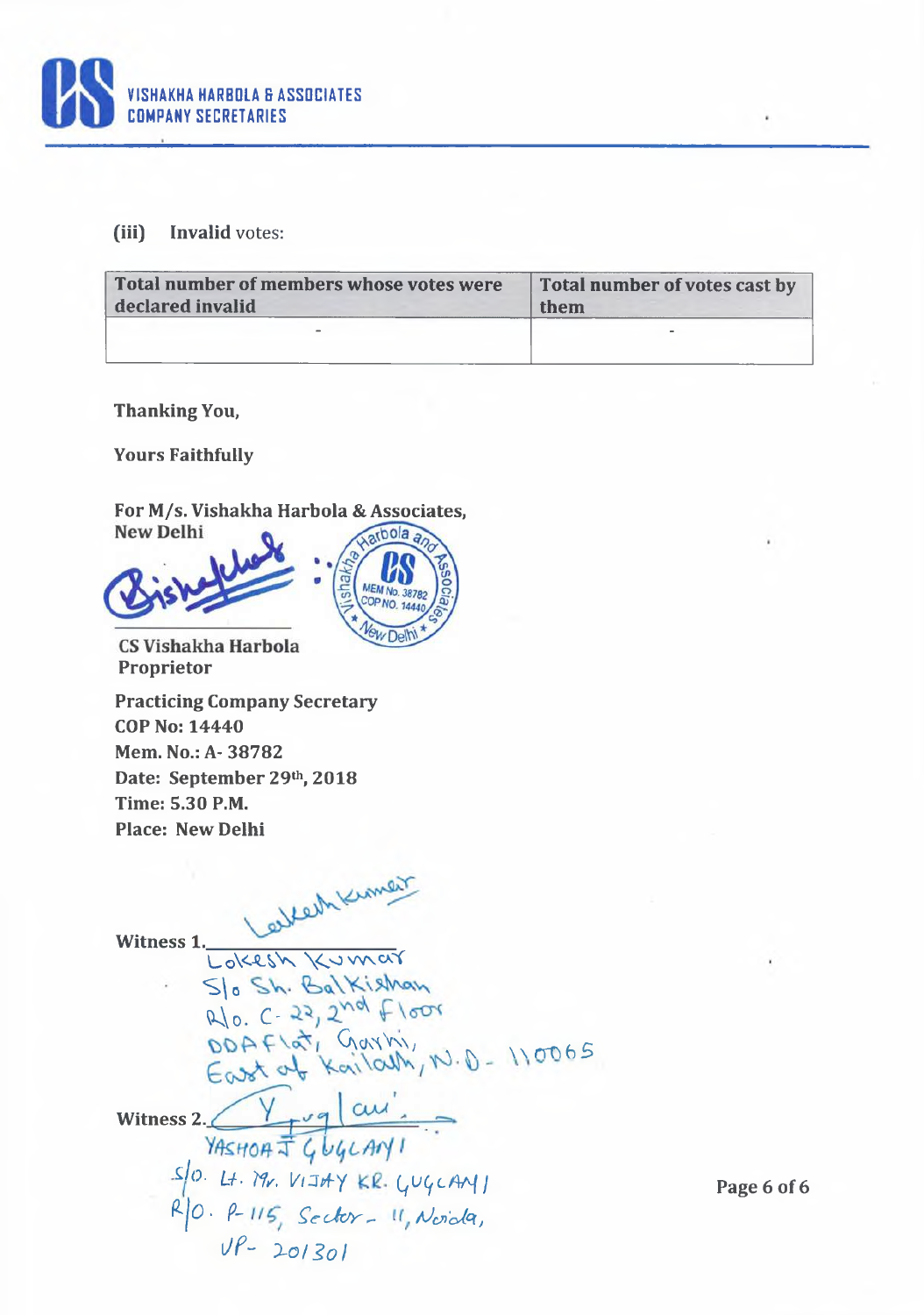**(iii) Invalid votes:**

| Total number of members whose votes were declared invalid | Total number of votes cast by them |
|---|---|
| - | - |

**Thanking You,**

**Yours Faithfully**

**For M/s. Vishakha Harbola & Associates,**
**New Delhi**

**CS Vishakha Harbola**
**Proprietor**

**Practicing Company Secretary**
**COP No: 14440**
**Mem. No.: A- 38782**
**Date: September 29th, 2018**
**Time: 5.30 P.M.**
**Place: New Delhi**

**Witness 1.**
Lokesh Kumar
S/o Sh. Balkishan
R/o. C-22, 2nd Floor
DDA Flat, Garhi,
East of Kailash, N.D.- 110065

**Witness 2.**
YASHOANT GUGLANI
S/O. Lt. Mr. VIJAY KR. GUGLANI
R/O. R-115, Sector - 11, Noida,
UP- 201301